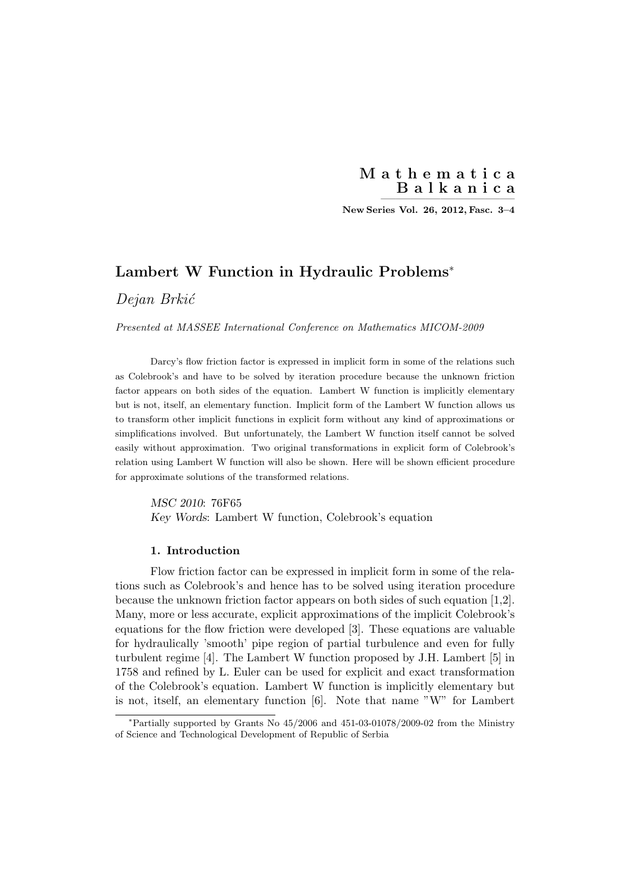# Lambert W Function in Hydraulic Problems*

*Dejan Brkić*

*Presented at MASSEE International Conference on Mathematics MICOM-2009*

Darcy's flow friction factor is expressed in implicit form in some of the relations such as Colebrook's and have to be solved by iteration procedure because the unknown friction factor appears on both sides of the equation. Lambert W function is implicitly elementary but is not, itself, an elementary function. Implicit form of the Lambert W function allows us to transform other implicit functions in explicit form without any kind of approximations or simplifications involved. But unfortunately, the Lambert W function itself cannot be solved easily without approximation. Two original transformations in explicit form of Colebrook's relation using Lambert W function will also be shown. Here will be shown efficient procedure for approximate solutions of the transformed relations.

*MSC 2010*: 76F65
*Key Words*: Lambert W function, Colebrook's equation

## 1. Introduction

Flow friction factor can be expressed in implicit form in some of the relations such as Colebrook's and hence has to be solved using iteration procedure because the unknown friction factor appears on both sides of such equation [1,2]. Many, more or less accurate, explicit approximations of the implicit Colebrook's equations for the flow friction were developed [3]. These equations are valuable for hydraulically 'smooth' pipe region of partial turbulence and even for fully turbulent regime [4]. The Lambert W function proposed by J.H. Lambert [5] in 1758 and refined by L. Euler can be used for explicit and exact transformation of the Colebrook's equation. Lambert W function is implicitly elementary but is not, itself, an elementary function [6]. Note that name "W" for Lambert

---

*Partially supported by Grants No 45/2006 and 451-03-01078/2009-02 from the Ministry of Science and Technological Development of Republic of Serbia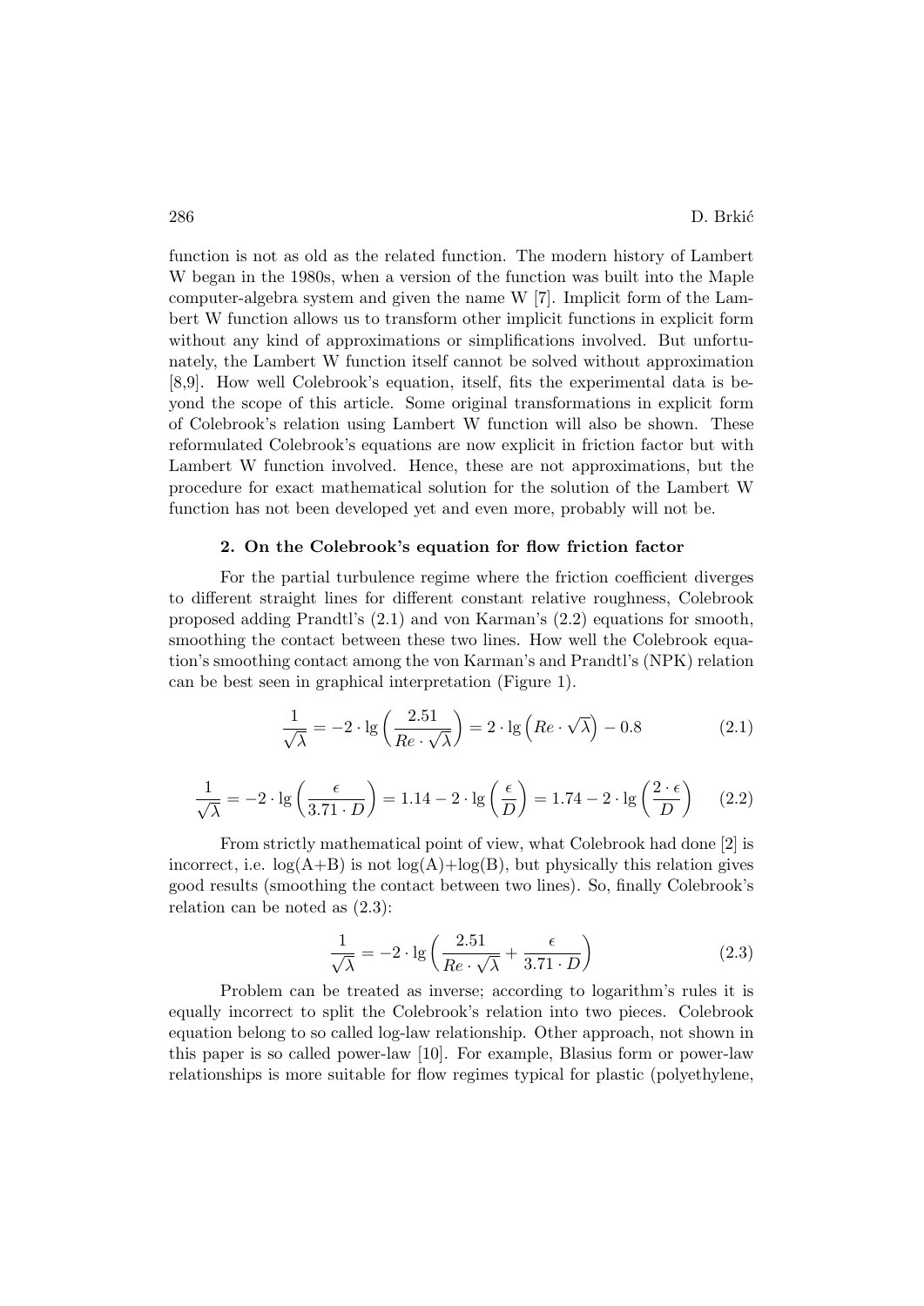function is not as old as the related function. The modern history of Lambert W began in the 1980s, when a version of the function was built into the Maple computer-algebra system and given the name W [7]. Implicit form of the Lambert W function allows us to transform other implicit functions in explicit form without any kind of approximations or simplifications involved. But unfortunately, the Lambert W function itself cannot be solved without approximation [8,9]. How well Colebrook's equation, itself, fits the experimental data is beyond the scope of this article. Some original transformations in explicit form of Colebrook's relation using Lambert W function will also be shown. These reformulated Colebrook's equations are now explicit in friction factor but with Lambert W function involved. Hence, these are not approximations, but the procedure for exact mathematical solution for the solution of the Lambert W function has not been developed yet and even more, probably will not be.

## 2. On the Colebrook's equation for flow friction factor

For the partial turbulence regime where the friction coefficient diverges to different straight lines for different constant relative roughness, Colebrook proposed adding Prandtl's (2.1) and von Karman's (2.2) equations for smooth, smoothing the contact between these two lines. How well the Colebrook equation's smoothing contact among the von Karman's and Prandtl's (NPK) relation can be best seen in graphical interpretation (Figure 1).

$$\frac{1}{\sqrt{\lambda}} = -2 \cdot \lg\left(\frac{2.51}{Re \cdot \sqrt{\lambda}}\right) = 2 \cdot \lg\left(Re \cdot \sqrt{\lambda}\right) - 0.8 \tag{2.1}$$

$$\frac{1}{\sqrt{\lambda}} = -2 \cdot \lg\left(\frac{\epsilon}{3.71 \cdot D}\right) = 1.14 - 2 \cdot \lg\left(\frac{\epsilon}{D}\right) = 1.74 - 2 \cdot \lg\left(\frac{2 \cdot \epsilon}{D}\right) \tag{2.2}$$

From strictly mathematical point of view, what Colebrook had done [2] is incorrect, i.e. log(A+B) is not log(A)+log(B), but physically this relation gives good results (smoothing the contact between two lines). So, finally Colebrook's relation can be noted as (2.3):

$$\frac{1}{\sqrt{\lambda}} = -2 \cdot \lg\left(\frac{2.51}{Re \cdot \sqrt{\lambda}} + \frac{\epsilon}{3.71 \cdot D}\right) \tag{2.3}$$

Problem can be treated as inverse; according to logarithm's rules it is equally incorrect to split the Colebrook's relation into two pieces. Colebrook equation belong to so called log-law relationship. Other approach, not shown in this paper is so called power-law [10]. For example, Blasius form or power-law relationships is more suitable for flow regimes typical for plastic (polyethylene,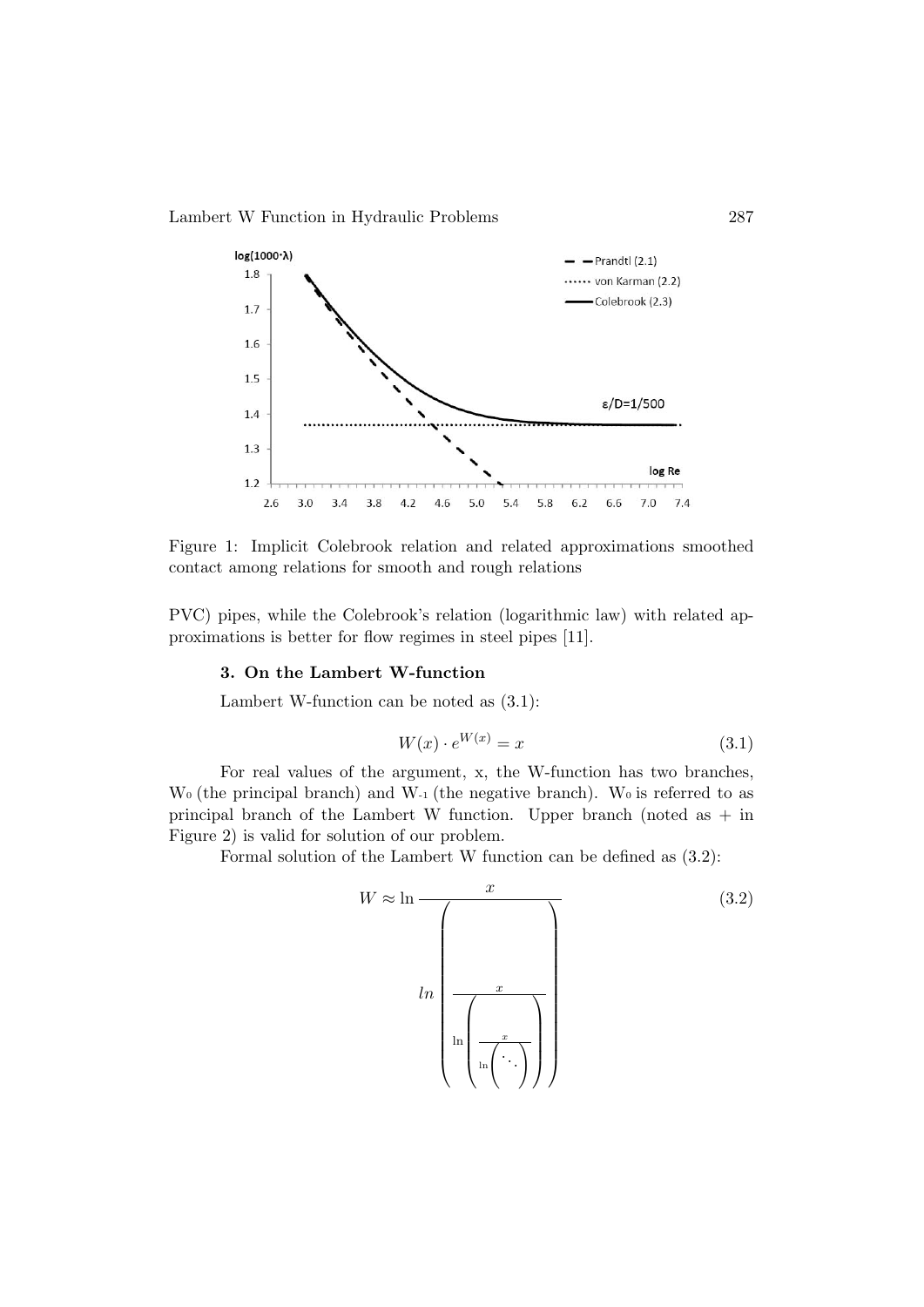Figure 1: Implicit Colebrook relation and related approximations smoothed contact among relations for smooth and rough relations

PVC) pipes, while the Colebrook's relation (logarithmic law) with related approximations is better for flow regimes in steel pipes [11].

### 3. On the Lambert W-function

Lambert W-function can be noted as (3.1):

$$W(x) \cdot e^{W(x)} = x \tag{3.1}$$

For real values of the argument, x, the W-function has two branches, $W_0$ (the principal branch) and $W_{-1}$ (the negative branch). $W_0$ is referred to as principal branch of the Lambert W function. Upper branch (noted as + in Figure 2) is valid for solution of our problem.

Formal solution of the Lambert W function can be defined as (3.2):

$$W \approx \ln \frac{x}{\left( ln \left( \frac{x}{\ln \left( \frac{x}{\ln \left( \ddots \right)} \right)} \right) \right)} \tag{3.2}$$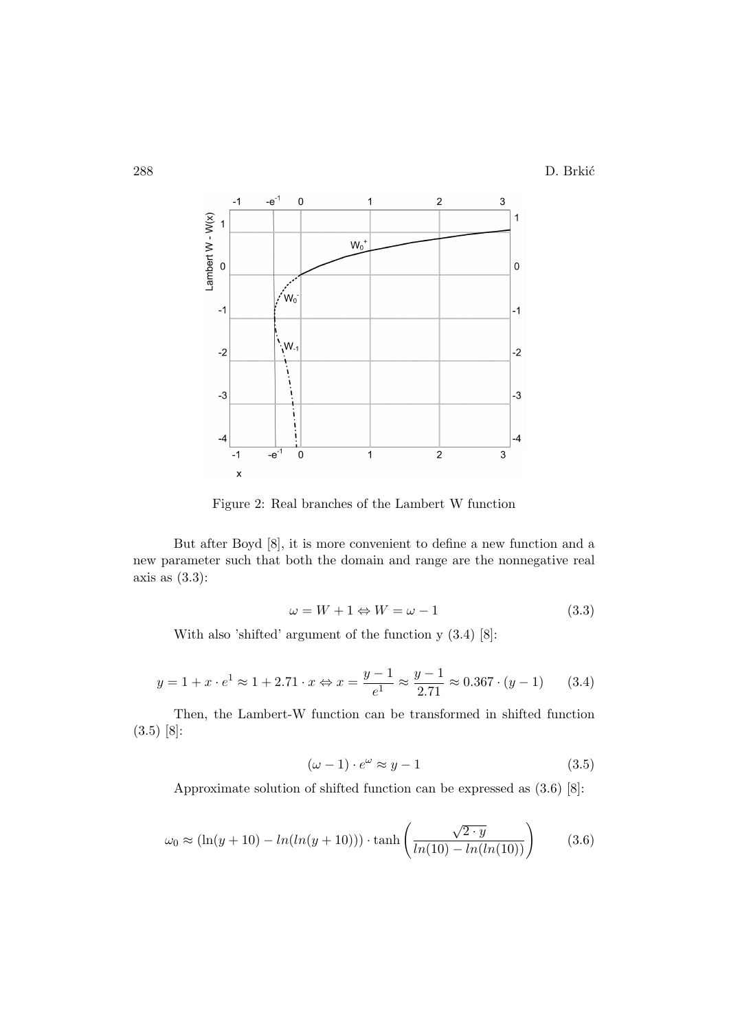Figure 2: Real branches of the Lambert W function

But after Boyd [8], it is more convenient to define a new function and a new parameter such that both the domain and range are the nonnegative real axis as (3.3):

$$\omega = W + 1 \Leftrightarrow W = \omega - 1 \tag{3.3}$$

With also 'shifted' argument of the function y (3.4) [8]:

$$y = 1 + x \cdot e^1 \approx 1 + 2.71 \cdot x \Leftrightarrow x = \frac{y-1}{e^1} \approx \frac{y-1}{2.71} \approx 0.367 \cdot (y-1) \tag{3.4}$$

Then, the Lambert-W function can be transformed in shifted function (3.5) [8]:

$$(\omega - 1) \cdot e^{\omega} \approx y - 1 \tag{3.5}$$

Approximate solution of shifted function can be expressed as (3.6) [8]:

$$\omega_0 \approx (\ln(y+10) - ln(ln(y+10))) \cdot \tanh\left(\frac{\sqrt{2 \cdot y}}{ln(10) - ln(ln(10))}\right) \tag{3.6}$$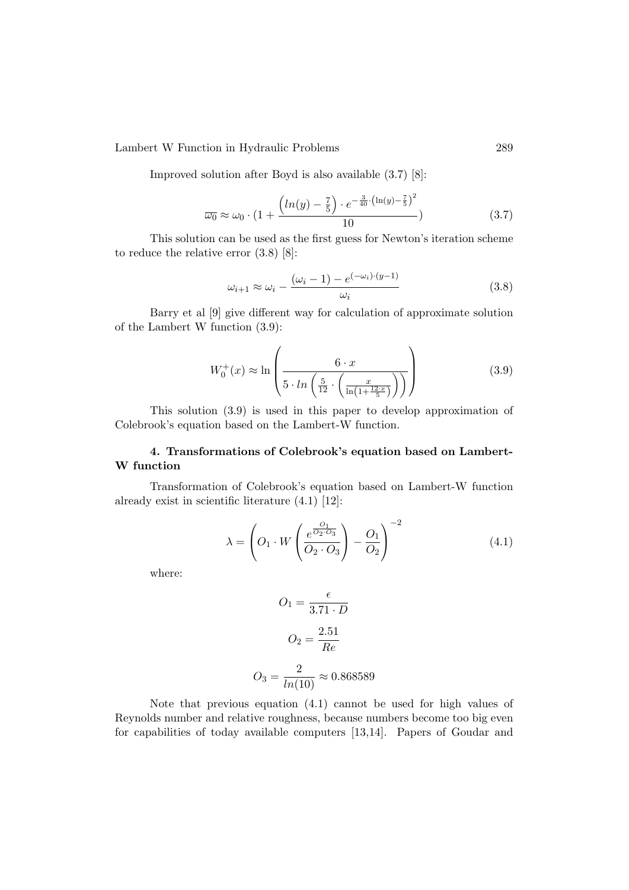Improved solution after Boyd is also available (3.7) [8]:

$$\overline{\omega_0} \approx \omega_0 \cdot (1 + \frac{\left(ln(y) - \frac{7}{5}\right) \cdot e^{-\frac{3}{40} \cdot \left(\ln(y) - \frac{7}{5}\right)^2}}{10}) \tag{3.7}$$

This solution can be used as the first guess for Newton's iteration scheme to reduce the relative error (3.8) [8]:

$$\omega_{i+1} \approx \omega_i - \frac{(\omega_i - 1) - e^{(-\omega_i) \cdot (y-1)}}{\omega_i} \tag{3.8}$$

Barry et al [9] give different way for calculation of approximate solution of the Lambert W function (3.9):

$$W_0^+(x) \approx \ln\left(\frac{6 \cdot x}{5 \cdot ln\left(\frac{5}{12} \cdot \left(\frac{x}{\ln\left(1 + \frac{12 \cdot x}{5}\right)}\right)\right)}\right) \tag{3.9}$$

This solution (3.9) is used in this paper to develop approximation of Colebrook's equation based on the Lambert-W function.

### 4. Transformations of Colebrook's equation based on Lambert-W function

Transformation of Colebrook's equation based on Lambert-W function already exist in scientific literature (4.1) [12]:

$$\lambda = \left(O_1 \cdot W\left(\frac{e^{\frac{O_1}{O_2 \cdot O_3}}}{O_2 \cdot O_3}\right) - \frac{O_1}{O_2}\right)^{-2} \tag{4.1}$$

where:

$$O_1 = \frac{\epsilon}{3.71 \cdot D}$$

$$O_2 = \frac{2.51}{Re}$$

$$O_3 = \frac{2}{ln(10)} \approx 0.868589$$

Note that previous equation (4.1) cannot be used for high values of Reynolds number and relative roughness, because numbers become too big even for capabilities of today available computers [13,14]. Papers of Goudar and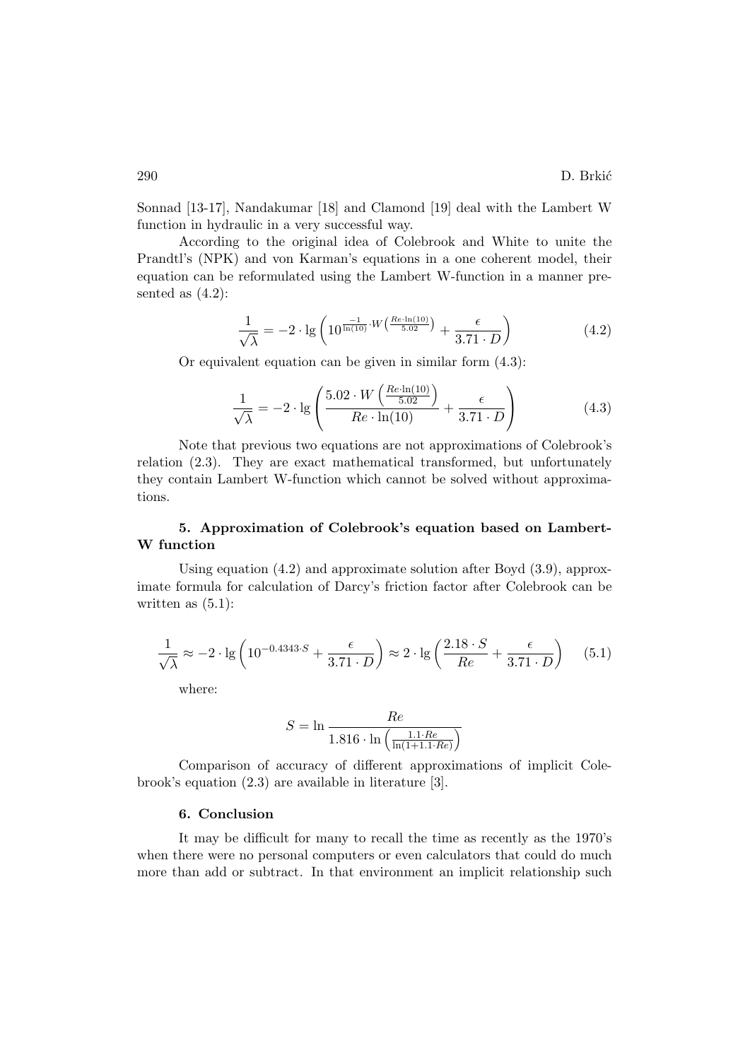Sonnad [13-17], Nandakumar [18] and Clamond [19] deal with the Lambert W function in hydraulic in a very successful way.

According to the original idea of Colebrook and White to unite the Prandtl's (NPK) and von Karman's equations in a one coherent model, their equation can be reformulated using the Lambert W-function in a manner presented as (4.2):

$$\frac{1}{\sqrt{\lambda}} = -2 \cdot \lg \left( 10^{\frac{-1}{\ln(10)} \cdot W\left(\frac{Re \cdot \ln(10)}{5.02}\right)} + \frac{\epsilon}{3.71 \cdot D} \right) \tag{4.2}$$

Or equivalent equation can be given in similar form (4.3):

$$\frac{1}{\sqrt{\lambda}} = -2 \cdot \lg \left( \frac{5.02 \cdot W\left(\frac{Re \cdot \ln(10)}{5.02}\right)}{Re \cdot \ln(10)} + \frac{\epsilon}{3.71 \cdot D} \right) \tag{4.3}$$

Note that previous two equations are not approximations of Colebrook's relation (2.3). They are exact mathematical transformed, but unfortunately they contain Lambert W-function which cannot be solved without approximations.

## 5. Approximation of Colebrook's equation based on Lambert-W function

Using equation (4.2) and approximate solution after Boyd (3.9), approximate formula for calculation of Darcy's friction factor after Colebrook can be written as (5.1):

$$\frac{1}{\sqrt{\lambda}} \approx -2 \cdot \lg \left( 10^{-0.4343 \cdot S} + \frac{\epsilon}{3.71 \cdot D} \right) \approx 2 \cdot \lg \left( \frac{2.18 \cdot S}{Re} + \frac{\epsilon}{3.71 \cdot D} \right) \tag{5.1}$$

where:

$$S = \ln \frac{Re}{1.816 \cdot \ln \left( \frac{1.1 \cdot Re}{\ln(1 + 1.1 \cdot Re)} \right)}$$

Comparison of accuracy of different approximations of implicit Colebrook's equation (2.3) are available in literature [3].

## 6. Conclusion

It may be difficult for many to recall the time as recently as the 1970's when there were no personal computers or even calculators that could do much more than add or subtract. In that environment an implicit relationship such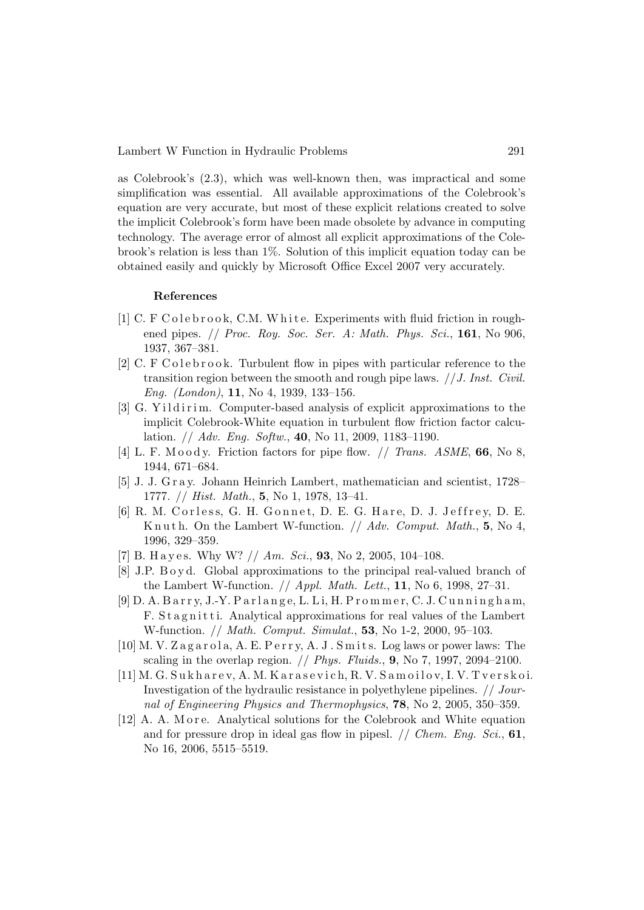as Colebrook's (2.3), which was well-known then, was impractical and some simplification was essential. All available approximations of the Colebrook's equation are very accurate, but most of these explicit relations created to solve the implicit Colebrook's form have been made obsolete by advance in computing technology. The average error of almost all explicit approximations of the Colebrook's relation is less than 1%. Solution of this implicit equation today can be obtained easily and quickly by Microsoft Office Excel 2007 very accurately.

## References

[1] C. F Colebrook, C.M. White. Experiments with fluid friction in roughened pipes. // *Proc. Roy. Soc. Ser. A: Math. Phys. Sci.*, **161**, No 906, 1937, 367–381.

[2] C. F Colebrook. Turbulent flow in pipes with particular reference to the transition region between the smooth and rough pipe laws. //*J. Inst. Civil. Eng. (London)*, **11**, No 4, 1939, 133–156.

[3] G. Yildirim. Computer-based analysis of explicit approximations to the implicit Colebrook-White equation in turbulent flow friction factor calculation. // *Adv. Eng. Softw.*, **40**, No 11, 2009, 1183–1190.

[4] L. F. Moody. Friction factors for pipe flow. // *Trans. ASME*, **66**, No 8, 1944, 671–684.

[5] J. J. Gray. Johann Heinrich Lambert, mathematician and scientist, 1728–1777. // *Hist. Math.*, **5**, No 1, 1978, 13–41.

[6] R. M. Corless, G. H. Gonnet, D. E. G. Hare, D. J. Jeffrey, D. E. Knuth. On the Lambert W-function. // *Adv. Comput. Math.*, **5**, No 4, 1996, 329–359.

[7] B. Hayes. Why W? // *Am. Sci.*, **93**, No 2, 2005, 104–108.

[8] J.P. Boyd. Global approximations to the principal real-valued branch of the Lambert W-function. // *Appl. Math. Lett.*, **11**, No 6, 1998, 27–31.

[9] D. A. Barry, J.-Y. Parlange, L. Li, H. Prommer, C. J. Cunningham, F. Stagnitti. Analytical approximations for real values of the Lambert W-function. // *Math. Comput. Simulat.*, **53**, No 1-2, 2000, 95–103.

[10] M. V. Zagarola, A. E. Perry, A. J. Smits. Log laws or power laws: The scaling in the overlap region. // *Phys. Fluids.*, **9**, No 7, 1997, 2094–2100.

[11] M. G. Sukharev, A. M. Karasevich, R. V. Samoilov, I. V. Tverskoi. Investigation of the hydraulic resistance in polyethylene pipelines. // *Journal of Engineering Physics and Thermophysics*, **78**, No 2, 2005, 350–359.

[12] A. A. More. Analytical solutions for the Colebrook and White equation and for pressure drop in ideal gas flow in pipesl. // *Chem. Eng. Sci.*, **61**, No 16, 2006, 5515–5519.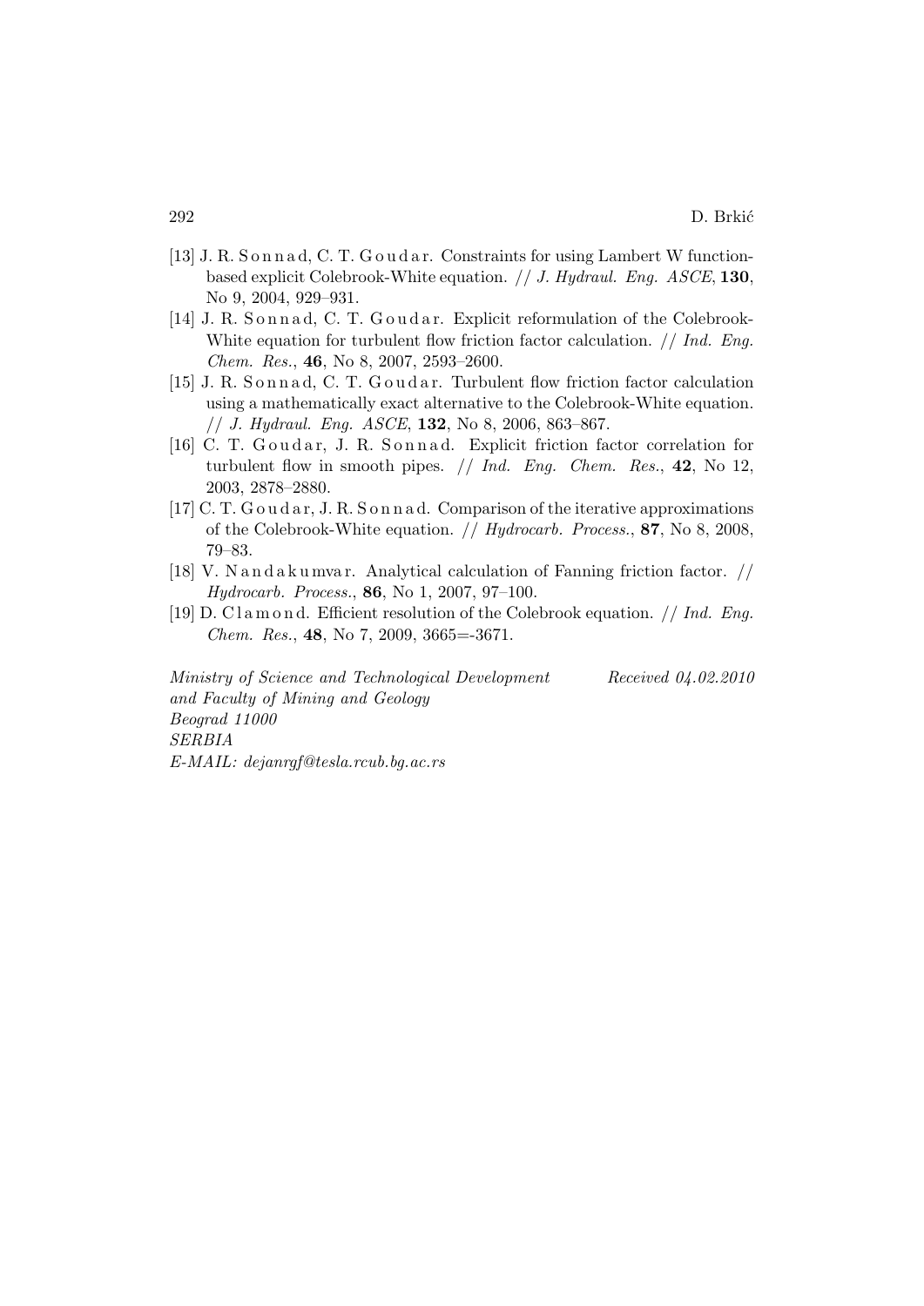[13] J. R. Sonnad, C. T. Goudar. Constraints for using Lambert W function-based explicit Colebrook-White equation. // *J. Hydraul. Eng. ASCE*, **130**, No 9, 2004, 929–931.

[14] J. R. Sonnad, C. T. Goudar. Explicit reformulation of the Colebrook-White equation for turbulent flow friction factor calculation. // *Ind. Eng. Chem. Res.*, **46**, No 8, 2007, 2593–2600.

[15] J. R. Sonnad, C. T. Goudar. Turbulent flow friction factor calculation using a mathematically exact alternative to the Colebrook-White equation. // *J. Hydraul. Eng. ASCE*, **132**, No 8, 2006, 863–867.

[16] C. T. Goudar, J. R. Sonnad. Explicit friction factor correlation for turbulent flow in smooth pipes. // *Ind. Eng. Chem. Res.*, **42**, No 12, 2003, 2878–2880.

[17] C. T. Goudar, J. R. Sonnad. Comparison of the iterative approximations of the Colebrook-White equation. // *Hydrocarb. Process.*, **87**, No 8, 2008, 79–83.

[18] V. Nandakumvar. Analytical calculation of Fanning friction factor. // *Hydrocarb. Process.*, **86**, No 1, 2007, 97–100.

[19] D. Clamond. Efficient resolution of the Colebrook equation. // *Ind. Eng. Chem. Res.*, **48**, No 7, 2009, 3665=-3671.

*Ministry of Science and Technological Development*
*and Faculty of Mining and Geology*
*Beograd 11000*
*SERBIA*
*E-MAIL: dejanrgf@tesla.rcub.bg.ac.rs*

*Received 04.02.2010*